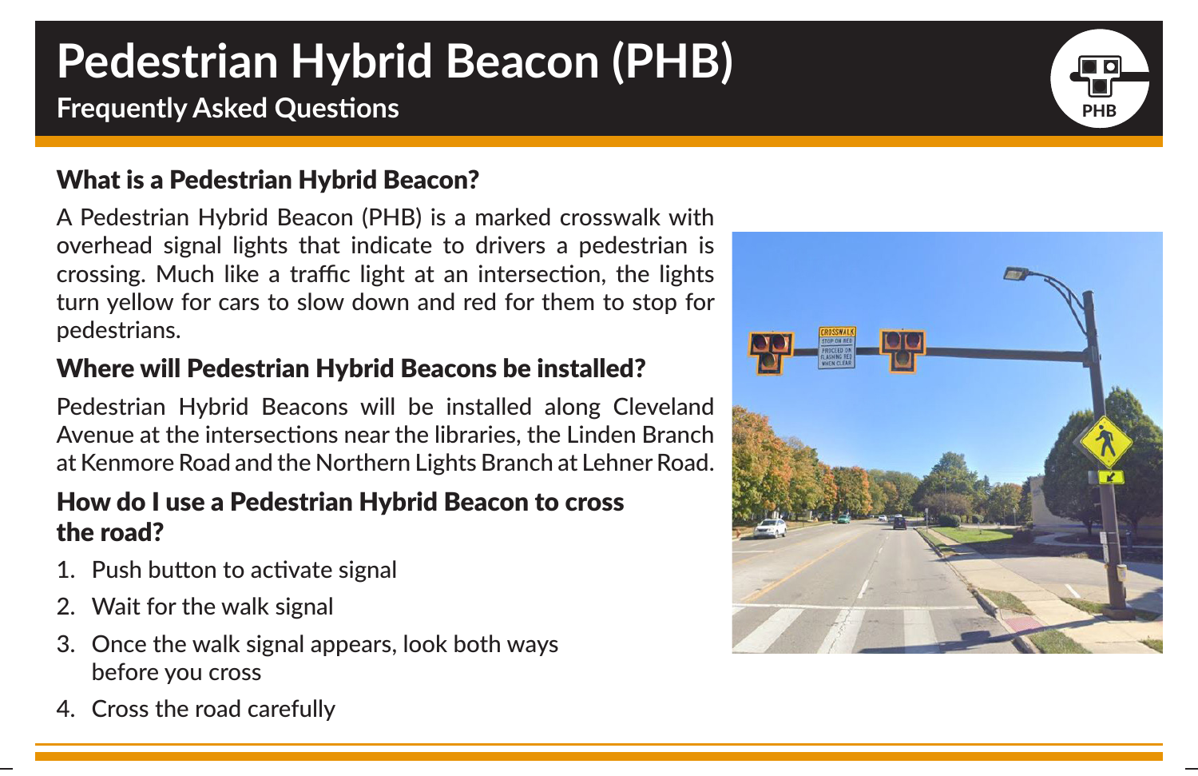# Pedestrian Hybrid Beacon (PHB)

**Frequently Asked Questions**

## What is a Pedestrian Hybrid Beacon?

A Pedestrian Hybrid Beacon (PHB) is a marked crosswalk with overhead signal lights that indicate to drivers a pedestrian is crossing. Much like a traffic light at an intersection, the lights turn yellow for cars to slow down and red for them to stop for pedestrians.

## Where will Pedestrian Hybrid Beacons be installed?

Pedestrian Hybrid Beacons will be installed along Cleveland Avenue at the intersections near the libraries, the Linden Branch at Kenmore Road and the Northern Lights Branch at Lehner Road.

## How do I use a Pedestrian Hybrid Beacon to cross the road?

1. Push button to activate signal
2. Wait for the walk signal
3. Once the walk signal appears, look both ways before you cross
4. Cross the road carefully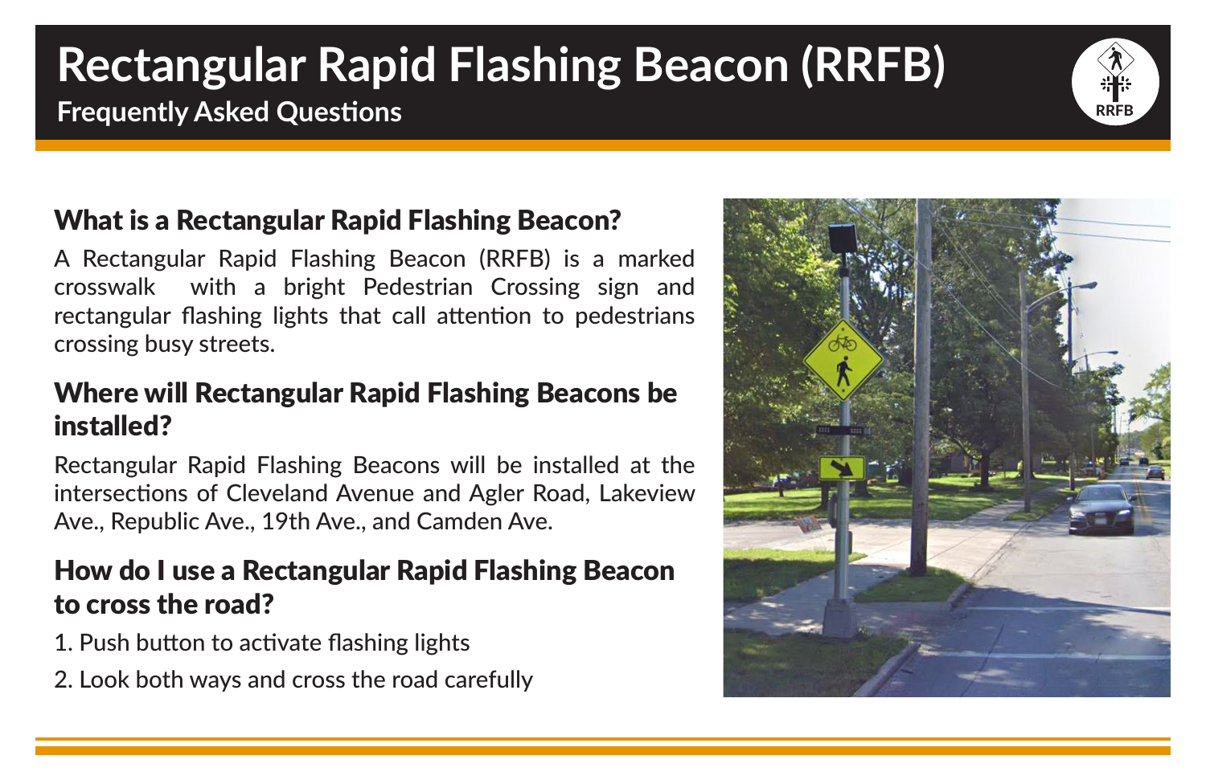# Rectangular Rapid Flashing Beacon (RRFB)

**Frequently Asked Questions**

## What is a Rectangular Rapid Flashing Beacon?

A Rectangular Rapid Flashing Beacon (RRFB) is a marked crosswalk with a bright Pedestrian Crossing sign and rectangular flashing lights that call attention to pedestrians crossing busy streets.

## Where will Rectangular Rapid Flashing Beacons be installed?

Rectangular Rapid Flashing Beacons will be installed at the intersections of Cleveland Avenue and Agler Road, Lakeview Ave., Republic Ave., 19th Ave., and Camden Ave.

## How do I use a Rectangular Rapid Flashing Beacon to cross the road?

1. Push button to activate flashing lights
2. Look both ways and cross the road carefully